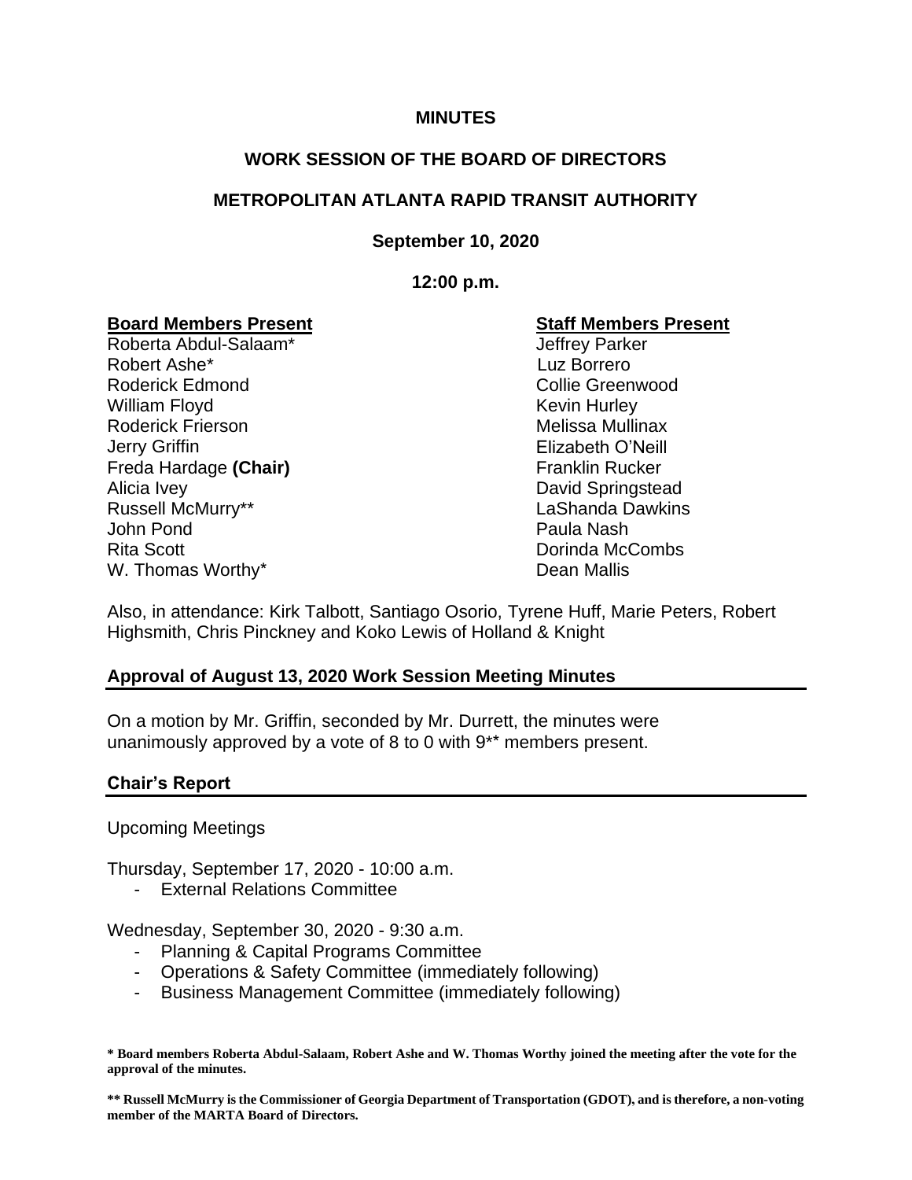**MINUTES**

**WORK SESSION OF THE BOARD OF DIRECTORS**

**METROPOLITAN ATLANTA RAPID TRANSIT AUTHORITY**

**September 10, 2020**

**12:00 p.m.**

| Board Members Present | Staff Members Present |
|---|---|
| Roberta Abdul-Salaam* | Jeffrey Parker |
| Robert Ashe* | Luz Borrero |
| Roderick Edmond | Collie Greenwood |
| William Floyd | Kevin Hurley |
| Roderick Frierson | Melissa Mullinax |
| Jerry Griffin | Elizabeth O'Neill |
| Freda Hardage **(Chair)** | Franklin Rucker |
| Alicia Ivey | David Springstead |
| Russell McMurry** | LaShanda Dawkins |
| John Pond | Paula Nash |
| Rita Scott | Dorinda McCombs |
| W. Thomas Worthy* | Dean Mallis |

Also, in attendance: Kirk Talbott, Santiago Osorio, Tyrene Huff, Marie Peters, Robert Highsmith, Chris Pinckney and Koko Lewis of Holland & Knight

## Approval of August 13, 2020 Work Session Meeting Minutes

On a motion by Mr. Griffin, seconded by Mr. Durrett, the minutes were unanimously approved by a vote of 8 to 0 with 9** members present.

## Chair's Report

Upcoming Meetings

Thursday, September 17, 2020 - 10:00 a.m.

- External Relations Committee

Wednesday, September 30, 2020 - 9:30 a.m.

- Planning & Capital Programs Committee
- Operations & Safety Committee (immediately following)
- Business Management Committee (immediately following)

**\* Board members Roberta Abdul-Salaam, Robert Ashe and W. Thomas Worthy joined the meeting after the vote for the approval of the minutes.**

**\*\* Russell McMurry is the Commissioner of Georgia Department of Transportation (GDOT), and is therefore, a non-voting member of the MARTA Board of Directors.**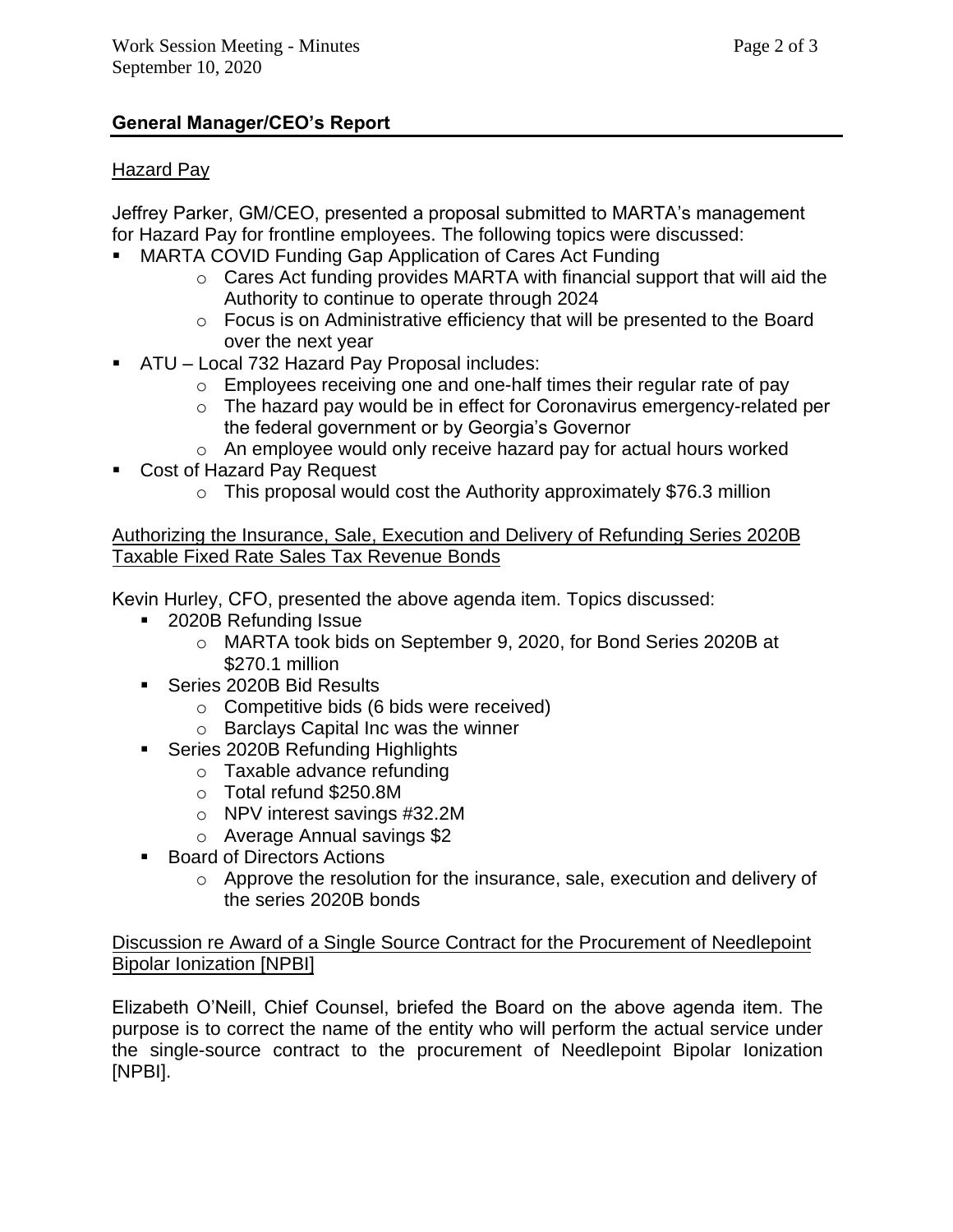## General Manager/CEO's Report

Hazard Pay

Jeffrey Parker, GM/CEO, presented a proposal submitted to MARTA's management for Hazard Pay for frontline employees. The following topics were discussed:

- MARTA COVID Funding Gap Application of Cares Act Funding
  - Cares Act funding provides MARTA with financial support that will aid the Authority to continue to operate through 2024
  - Focus is on Administrative efficiency that will be presented to the Board over the next year
- ATU – Local 732 Hazard Pay Proposal includes:
  - Employees receiving one and one-half times their regular rate of pay
  - The hazard pay would be in effect for Coronavirus emergency-related per the federal government or by Georgia's Governor
  - An employee would only receive hazard pay for actual hours worked
- Cost of Hazard Pay Request
  - This proposal would cost the Authority approximately $76.3 million

Authorizing the Insurance, Sale, Execution and Delivery of Refunding Series 2020B Taxable Fixed Rate Sales Tax Revenue Bonds

Kevin Hurley, CFO, presented the above agenda item. Topics discussed:

- 2020B Refunding Issue
  - MARTA took bids on September 9, 2020, for Bond Series 2020B at $270.1 million
- Series 2020B Bid Results
  - Competitive bids (6 bids were received)
  - Barclays Capital Inc was the winner
- Series 2020B Refunding Highlights
  - Taxable advance refunding
  - Total refund $250.8M
  - NPV interest savings #32.2M
  - Average Annual savings $2
- Board of Directors Actions
  - Approve the resolution for the insurance, sale, execution and delivery of the series 2020B bonds

Discussion re Award of a Single Source Contract for the Procurement of Needlepoint Bipolar Ionization [NPBI]

Elizabeth O'Neill, Chief Counsel, briefed the Board on the above agenda item. The purpose is to correct the name of the entity who will perform the actual service under the single-source contract to the procurement of Needlepoint Bipolar Ionization [NPBI].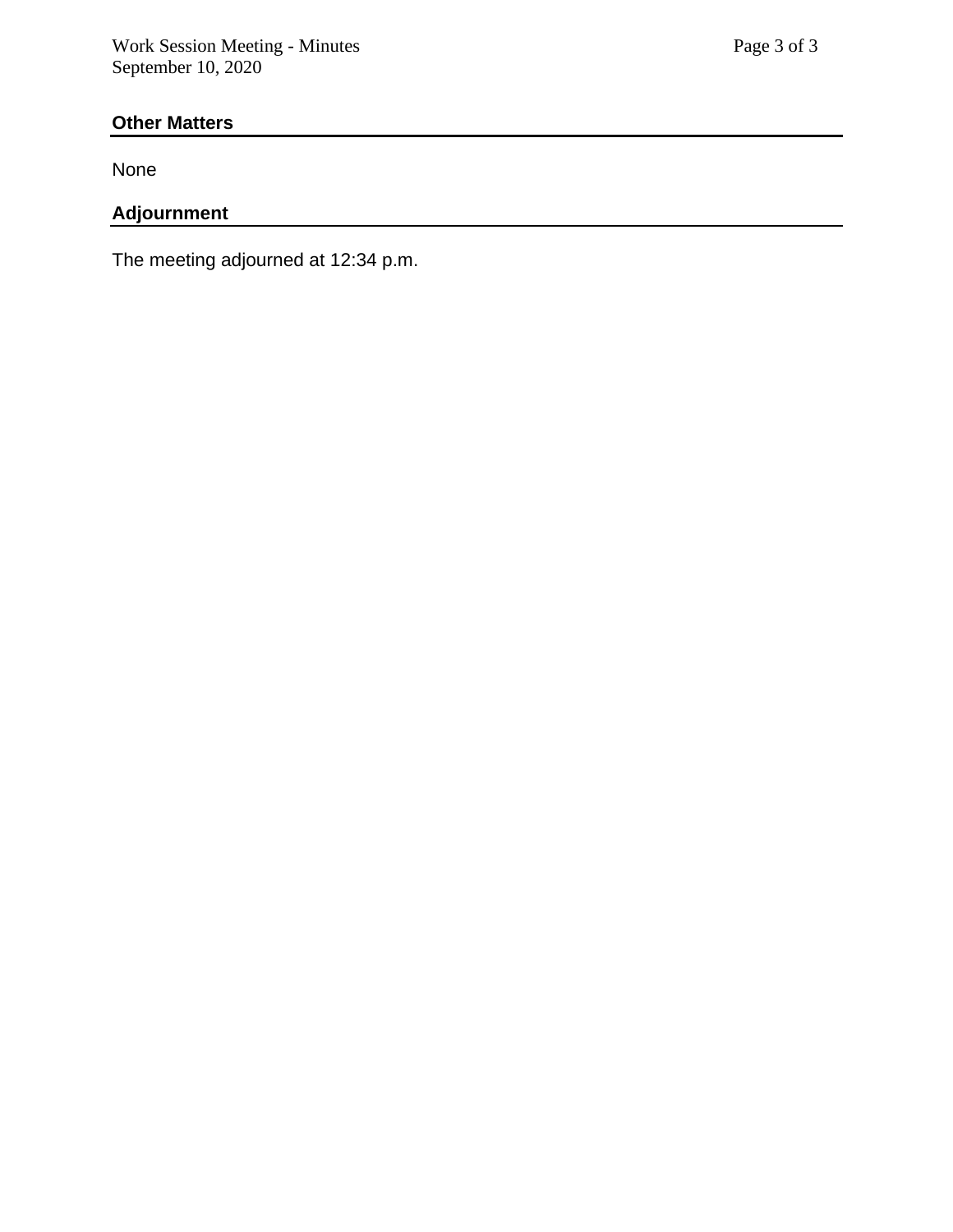## Other Matters

None

## Adjournment

The meeting adjourned at 12:34 p.m.